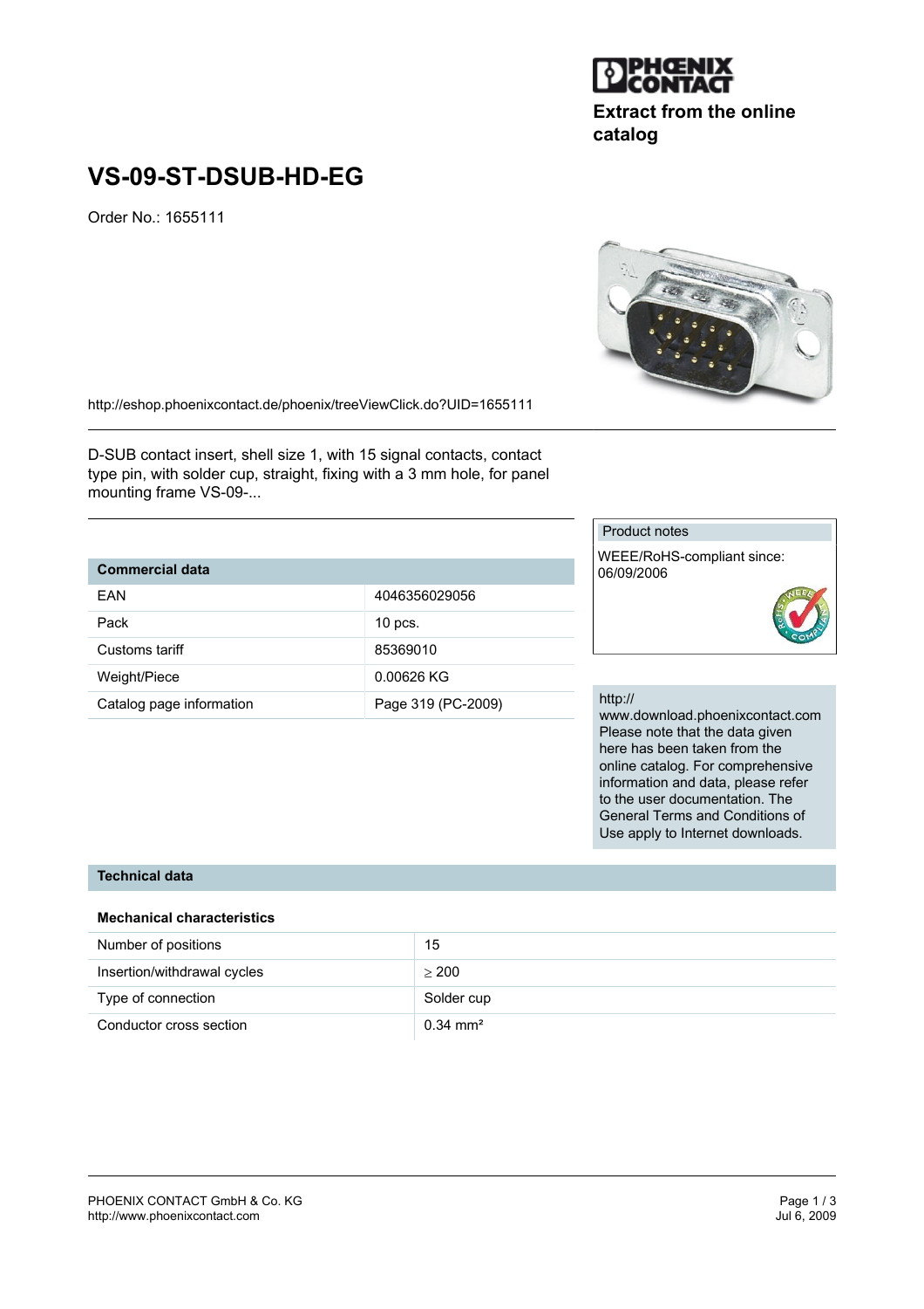Extract from the online catalog

# VS-09-ST-DSUB-HD-EG

Order No.: 1655111

http://eshop.phoenixcontact.de/phoenix/treeViewClick.do?UID=1655111

D-SUB contact insert, shell size 1, with 15 signal contacts, contact type pin, with solder cup, straight, fixing with a 3 mm hole, for panel mounting frame VS-09-...

| Commercial data | |
|---|---|
| EAN | 4046356029056 |
| Pack | 10 pcs. |
| Customs tariff | 85369010 |
| Weight/Piece | 0.00626 KG |
| Catalog page information | Page 319 (PC-2009) |

Product notes

WEEE/RoHS-compliant since: 06/09/2006

http://www.download.phoenixcontact.com Please note that the data given here has been taken from the online catalog. For comprehensive information and data, please refer to the user documentation. The General Terms and Conditions of Use apply to Internet downloads.

## Technical data

### Mechanical characteristics

| | |
|---|---|
| Number of positions | 15 |
| Insertion/withdrawal cycles | $\geq$ 200 |
| Type of connection | Solder cup |
| Conductor cross section | 0.34 mm² |

PHOENIX CONTACT GmbH & Co. KG
http://www.phoenixcontact.com

Jul 6, 2009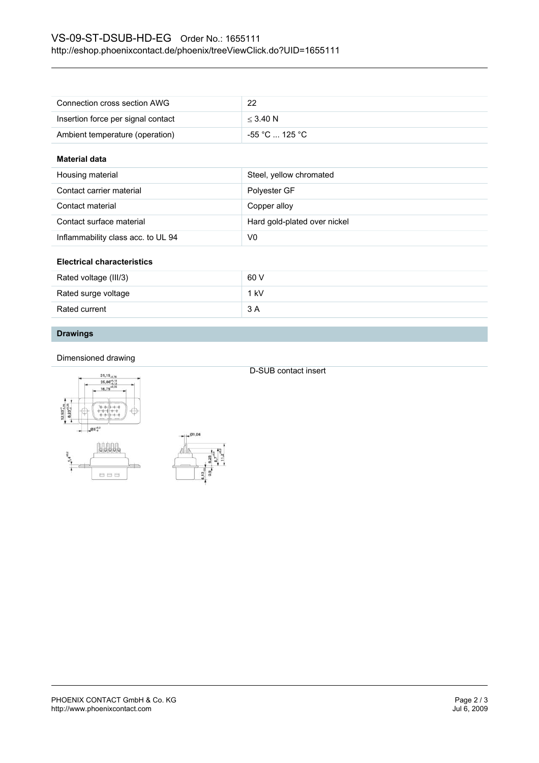| | |
|---|---|
| Connection cross section AWG | 22 |
| Insertion force per signal contact | ≤ 3.40 N |
| Ambient temperature (operation) | -55 °C ... 125 °C |

**Material data**

| | |
|---|---|
| Housing material | Steel, yellow chromated |
| Contact carrier material | Polyester GF |
| Contact material | Copper alloy |
| Contact surface material | Hard gold-plated over nickel |
| Inflammability class acc. to UL 94 | V0 |

**Electrical characteristics**

| | |
|---|---|
| Rated voltage (III/3) | 60 V |
| Rated surge voltage | 1 kV |
| Rated current | 3 A |

## Drawings

Dimensioned drawing

D-SUB contact insert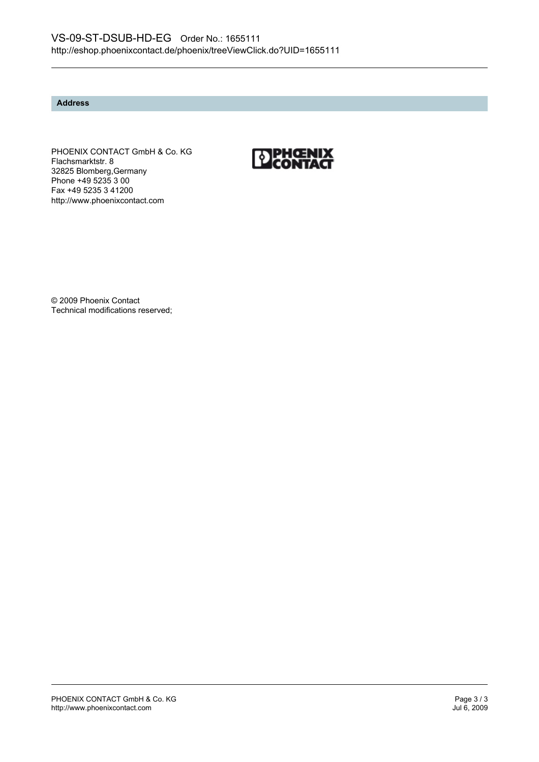## Address

PHOENIX CONTACT GmbH & Co. KG
Flachsmarktstr. 8
32825 Blomberg,Germany
Phone +49 5235 3 00
Fax +49 5235 3 41200
http://www.phoenixcontact.com

© 2009 Phoenix Contact
Technical modifications reserved;